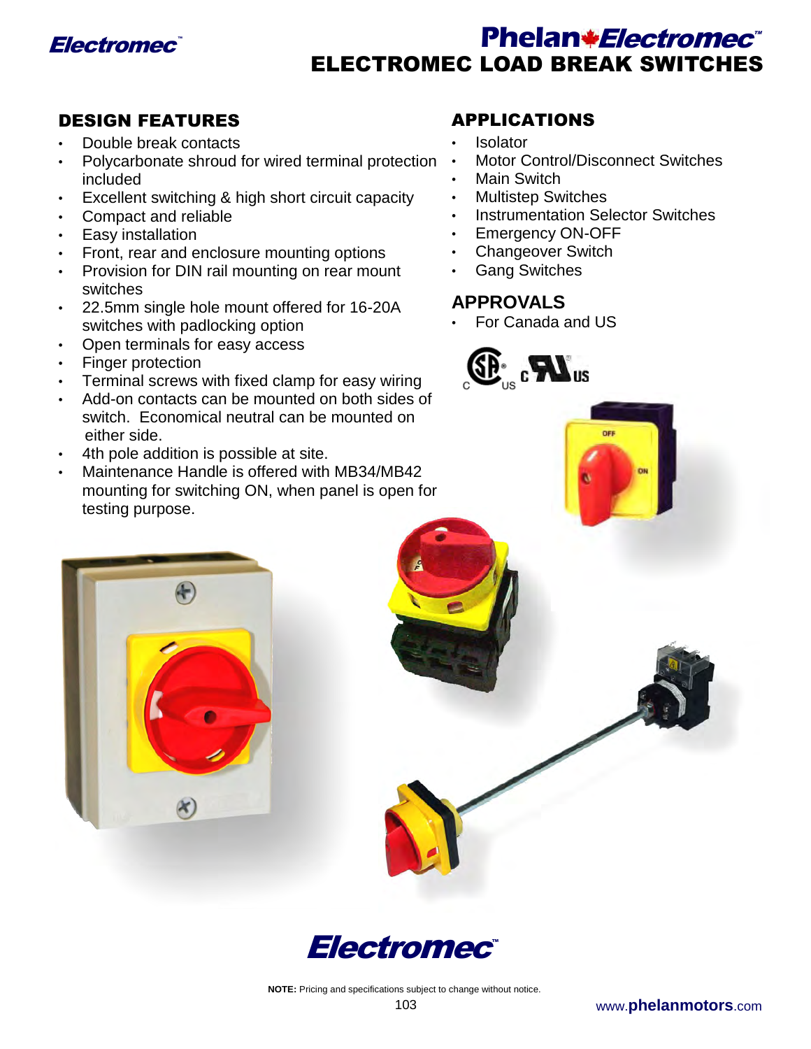# ELECTROMEC LOAD BREAK SWITCHES

## DESIGN FEATURES

- Double break contacts
- Polycarbonate shroud for wired terminal protection included
- Excellent switching & high short circuit capacity
- Compact and reliable
- Easy installation
- Front, rear and enclosure mounting options
- Provision for DIN rail mounting on rear mount switches
- 22.5mm single hole mount offered for 16-20A switches with padlocking option
- Open terminals for easy access
- Finger protection
- Terminal screws with fixed clamp for easy wiring
- Add-on contacts can be mounted on both sides of switch. Economical neutral can be mounted on either side.
- 4th pole addition is possible at site.
- Maintenance Handle is offered with MB34/MB42 mounting for switching ON, when panel is open for testing purpose.

## APPLICATIONS

- Isolator
- Motor Control/Disconnect Switches
- Main Switch
- Multistep Switches
- Instrumentation Selector Switches
- Emergency ON-OFF
- Changeover Switch
- Gang Switches

## APPROVALS

- For Canada and US

**NOTE:** Pricing and specifications subject to change without notice.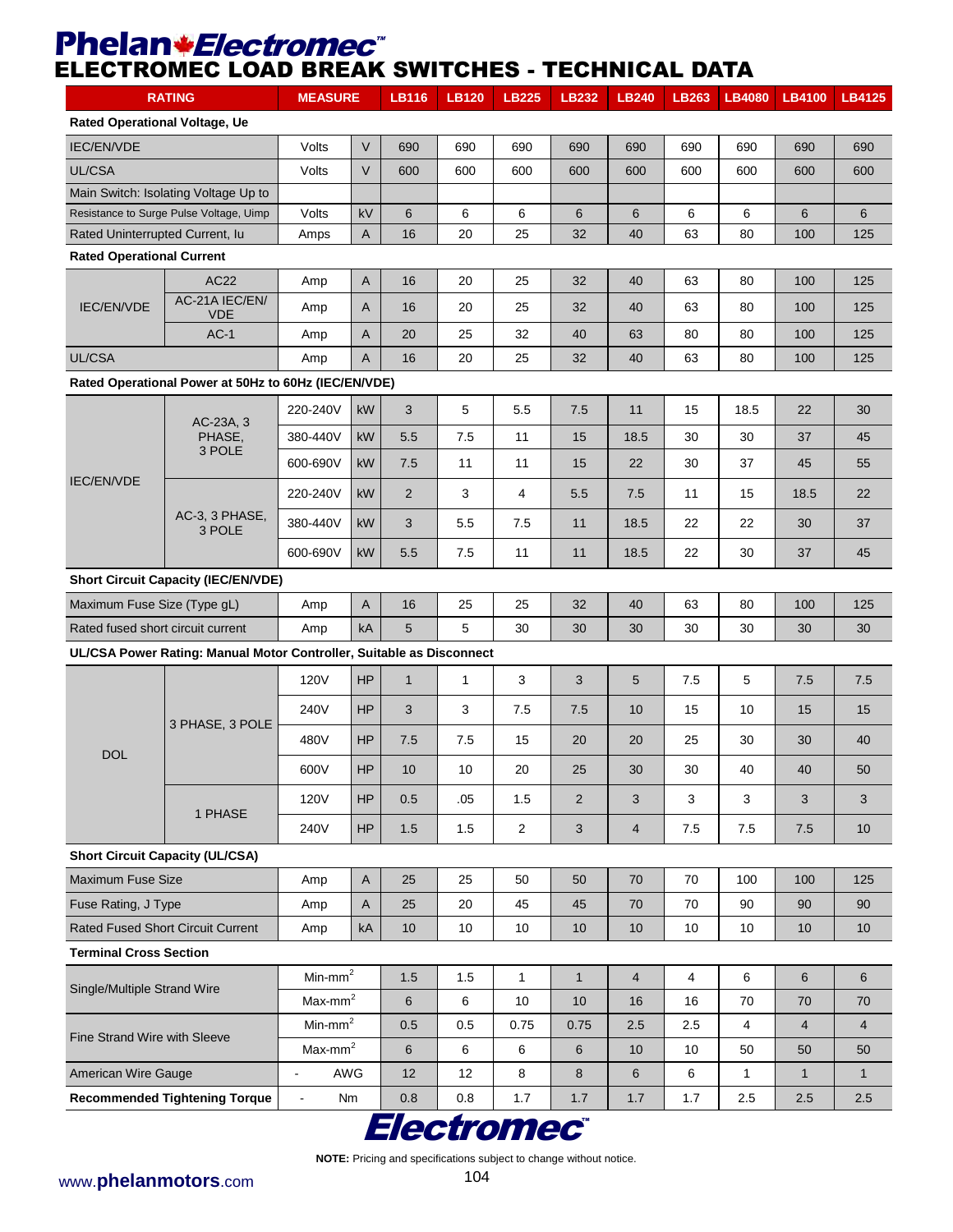# Phelan Electromec™

## ELECTROMEC LOAD BREAK SWITCHES - TECHNICAL DATA

| RATING | | MEASURE | | LB116 | LB120 | LB225 | LB232 | LB240 | LB263 | LB4080 | LB4100 | LB4125 |
|---|---|---|---|---|---|---|---|---|---|---|---|---|
| **Rated Operational Voltage, Ue** | | | | | | | | | | | | |
| IEC/EN/VDE | | Volts | V | 690 | 690 | 690 | 690 | 690 | 690 | 690 | 690 | 690 |
| UL/CSA | | Volts | V | 600 | 600 | 600 | 600 | 600 | 600 | 600 | 600 | 600 |
| Main Switch: Isolating Voltage Up to | | | | | | | | | | | | |
| Resistance to Surge Pulse Voltage, Uimp | | Volts | kV | 6 | 6 | 6 | 6 | 6 | 6 | 6 | 6 | 6 |
| Rated Uninterrupted Current, Iu | | Amps | A | 16 | 20 | 25 | 32 | 40 | 63 | 80 | 100 | 125 |
| **Rated Operational Current** | | | | | | | | | | | | |
| IEC/EN/VDE | AC22 | Amp | A | 16 | 20 | 25 | 32 | 40 | 63 | 80 | 100 | 125 |
| | AC-21A IEC/EN/VDE | Amp | A | 16 | 20 | 25 | 32 | 40 | 63 | 80 | 100 | 125 |
| | AC-1 | Amp | A | 20 | 25 | 32 | 40 | 63 | 80 | 80 | 100 | 125 |
| UL/CSA | | Amp | A | 16 | 20 | 25 | 32 | 40 | 63 | 80 | 100 | 125 |
| **Rated Operational Power at 50Hz to 60Hz (IEC/EN/VDE)** | | | | | | | | | | | | |
| IEC/EN/VDE | AC-23A, 3 PHASE, 3 POLE | 220-240V | kW | 3 | 5 | 5.5 | 7.5 | 11 | 15 | 18.5 | 22 | 30 |
| | | 380-440V | kW | 5.5 | 7.5 | 11 | 15 | 18.5 | 30 | 30 | 37 | 45 |
| | | 600-690V | kW | 7.5 | 11 | 11 | 15 | 22 | 30 | 37 | 45 | 55 |
| | AC-3, 3 PHASE, 3 POLE | 220-240V | kW | 2 | 3 | 4 | 5.5 | 7.5 | 11 | 15 | 18.5 | 22 |
| | | 380-440V | kW | 3 | 5.5 | 7.5 | 11 | 18.5 | 22 | 22 | 30 | 37 |
| | | 600-690V | kW | 5.5 | 7.5 | 11 | 11 | 18.5 | 22 | 30 | 37 | 45 |
| **Short Circuit Capacity (IEC/EN/VDE)** | | | | | | | | | | | | |
| Maximum Fuse Size (Type gL) | | Amp | A | 16 | 25 | 25 | 32 | 40 | 63 | 80 | 100 | 125 |
| Rated fused short circuit current | | Amp | kA | 5 | 5 | 30 | 30 | 30 | 30 | 30 | 30 | 30 |
| **UL/CSA Power Rating: Manual Motor Controller, Suitable as Disconnect** | | | | | | | | | | | | |
| DOL | 3 PHASE, 3 POLE | 120V | HP | 1 | 1 | 3 | 3 | 5 | 7.5 | 5 | 7.5 | 7.5 |
| | | 240V | HP | 3 | 3 | 7.5 | 7.5 | 10 | 15 | 10 | 15 | 15 |
| | | 480V | HP | 7.5 | 7.5 | 15 | 20 | 20 | 25 | 30 | 30 | 40 |
| | | 600V | HP | 10 | 10 | 20 | 25 | 30 | 30 | 40 | 40 | 50 |
| | 1 PHASE | 120V | HP | 0.5 | .05 | 1.5 | 2 | 3 | 3 | 3 | 3 | 3 |
| | | 240V | HP | 1.5 | 1.5 | 2 | 3 | 4 | 7.5 | 7.5 | 7.5 | 10 |
| **Short Circuit Capacity (UL/CSA)** | | | | | | | | | | | | |
| Maximum Fuse Size | | Amp | A | 25 | 25 | 50 | 50 | 70 | 70 | 100 | 100 | 125 |
| Fuse Rating, J Type | | Amp | A | 25 | 20 | 45 | 45 | 70 | 70 | 90 | 90 | 90 |
| Rated Fused Short Circuit Current | | Amp | kA | 10 | 10 | 10 | 10 | 10 | 10 | 10 | 10 | 10 |
| **Terminal Cross Section** | | | | | | | | | | | | |
| Single/Multiple Strand Wire | | Min-mm$^2$ | | 1.5 | 1.5 | 1 | 1 | 4 | 4 | 6 | 6 | 6 |
| | | Max-mm$^2$ | | 6 | 6 | 10 | 10 | 16 | 16 | 70 | 70 | 70 |
| Fine Strand Wire with Sleeve | | Min-mm$^2$ | | 0.5 | 0.5 | 0.75 | 0.75 | 2.5 | 2.5 | 4 | 4 | 4 |
| | | Max-mm$^2$ | | 6 | 6 | 6 | 6 | 10 | 10 | 50 | 50 | 50 |
| American Wire Gauge | | - | AWG | 12 | 12 | 8 | 8 | 6 | 6 | 1 | 1 | 1 |
| **Recommended Tightening Torque** | | - | Nm | 0.8 | 0.8 | 1.7 | 1.7 | 1.7 | 1.7 | 2.5 | 2.5 | 2.5 |

Electromec™

**NOTE:** Pricing and specifications subject to change without notice.

www.**phelanmotors**.com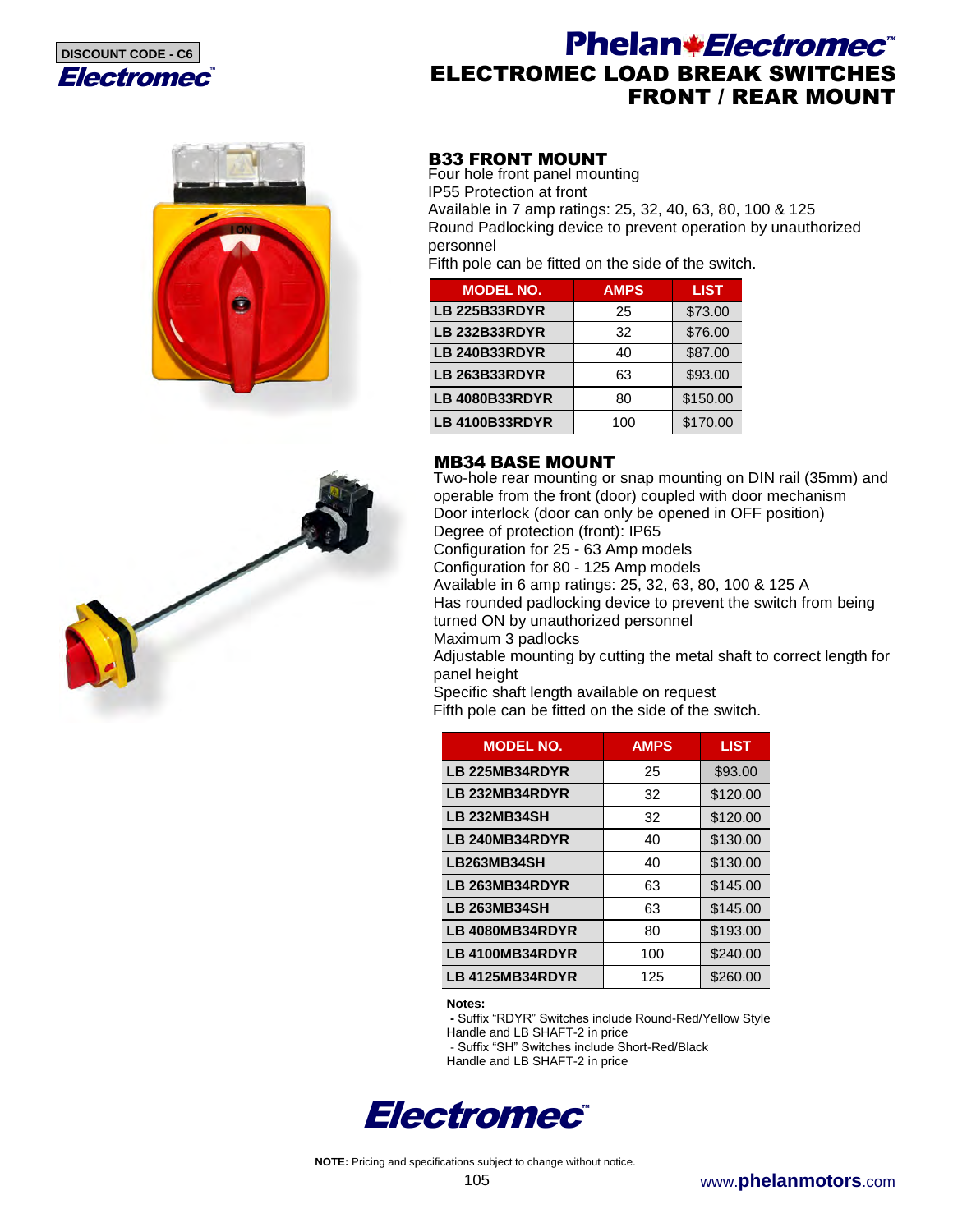DISCOUNT CODE - C6

Electromec

# Phelan Electromec
# ELECTROMEC LOAD BREAK SWITCHES FRONT / REAR MOUNT

## B33 FRONT MOUNT

Four hole front panel mounting
IP55 Protection at front
Available in 7 amp ratings: 25, 32, 40, 63, 80, 100 & 125
Round Padlocking device to prevent operation by unauthorized personnel
Fifth pole can be fitted on the side of the switch.

| MODEL NO. | AMPS | LIST |
|---|---|---|
| LB 225B33RDYR | 25 | $73.00 |
| LB 232B33RDYR | 32 | $76.00 |
| LB 240B33RDYR | 40 | $87.00 |
| LB 263B33RDYR | 63 | $93.00 |
| LB 4080B33RDYR | 80 | $150.00 |
| LB 4100B33RDYR | 100 | $170.00 |

## MB34 BASE MOUNT

Two-hole rear mounting or snap mounting on DIN rail (35mm) and operable from the front (door) coupled with door mechanism
Door interlock (door can only be opened in OFF position)
Degree of protection (front): IP65
Configuration for 25 - 63 Amp models
Configuration for 80 - 125 Amp models
Available in 6 amp ratings: 25, 32, 63, 80, 100 & 125 A
Has rounded padlocking device to prevent the switch from being turned ON by unauthorized personnel
Maximum 3 padlocks
Adjustable mounting by cutting the metal shaft to correct length for panel height
Specific shaft length available on request
Fifth pole can be fitted on the side of the switch.

| MODEL NO. | AMPS | LIST |
|---|---|---|
| LB 225MB34RDYR | 25 | $93.00 |
| LB 232MB34RDYR | 32 | $120.00 |
| LB 232MB34SH | 32 | $120.00 |
| LB 240MB34RDYR | 40 | $130.00 |
| LB263MB34SH | 40 | $130.00 |
| LB 263MB34RDYR | 63 | $145.00 |
| LB 263MB34SH | 63 | $145.00 |
| LB 4080MB34RDYR | 80 | $193.00 |
| LB 4100MB34RDYR | 100 | $240.00 |
| LB 4125MB34RDYR | 125 | $260.00 |

**Notes:**
- Suffix "RDYR" Switches include Round-Red/Yellow Style Handle and LB SHAFT-2 in price
- Suffix "SH" Switches include Short-Red/Black Handle and LB SHAFT-2 in price

Electromec

**NOTE:** Pricing and specifications subject to change without notice.

www.phelanmotors.com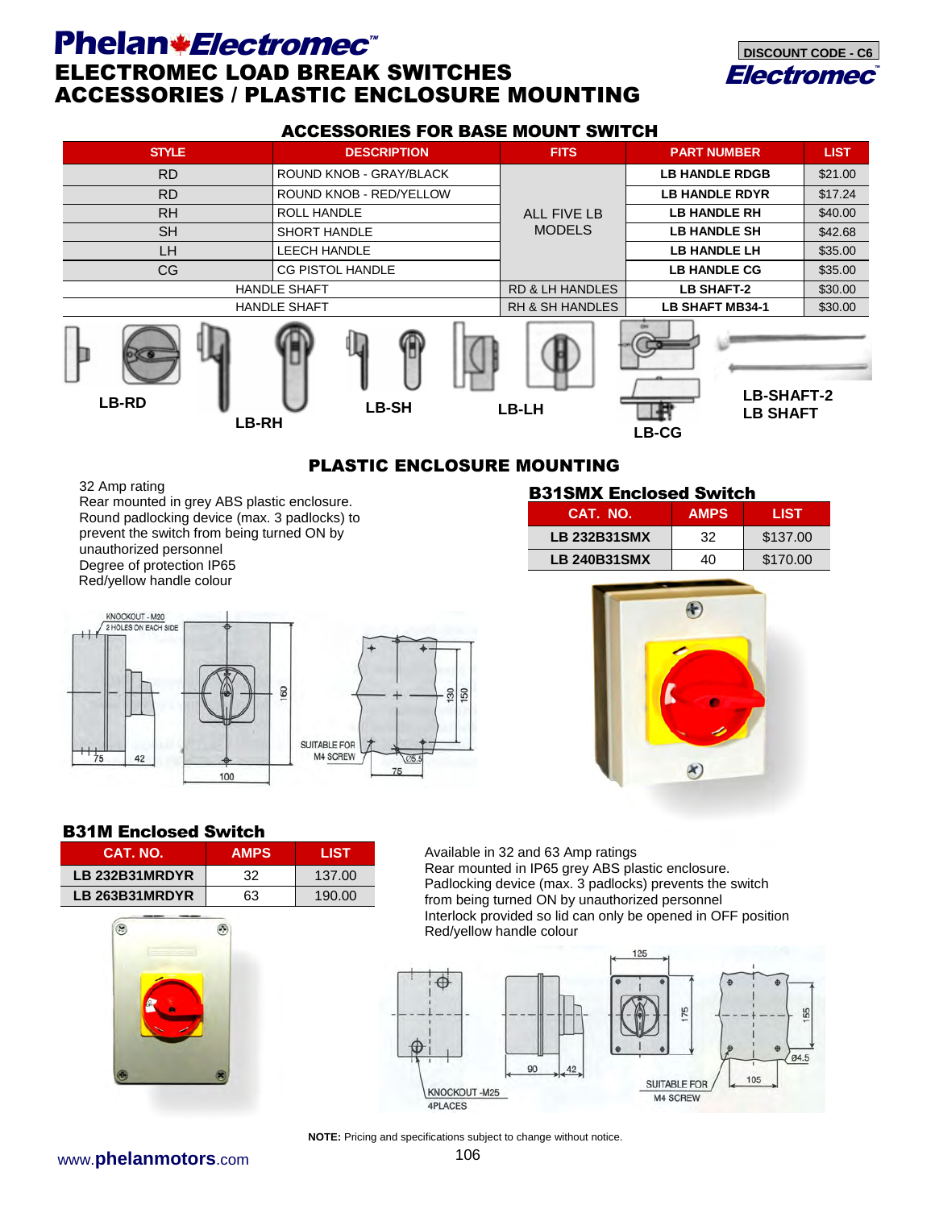# Phelan Electromec

## ELECTROMEC LOAD BREAK SWITCHES
## ACCESSORIES / PLASTIC ENCLOSURE MOUNTING

DISCOUNT CODE - C6

### ACCESSORIES FOR BASE MOUNT SWITCH

| STYLE | DESCRIPTION | FITS | PART NUMBER | LIST |
|---|---|---|---|---|
| RD | ROUND KNOB - GRAY/BLACK | ALL FIVE LB MODELS | LB HANDLE RDGB | $21.00 |
| RD | ROUND KNOB - RED/YELLOW | | LB HANDLE RDYR | $17.24 |
| RH | ROLL HANDLE | | LB HANDLE RH | $40.00 |
| SH | SHORT HANDLE | | LB HANDLE SH | $42.68 |
| LH | LEECH HANDLE | | LB HANDLE LH | $35.00 |
| CG | CG PISTOL HANDLE | | LB HANDLE CG | $35.00 |
| HANDLE SHAFT | | RD & LH HANDLES | LB SHAFT-2 | $30.00 |
| HANDLE SHAFT | | RH & SH HANDLES | LB SHAFT MB34-1 | $30.00 |

LB-RD LB-RH LB-SH LB-LH LB-CG LB-SHAFT-2 LB SHAFT

### PLASTIC ENCLOSURE MOUNTING

32 Amp rating
Rear mounted in grey ABS plastic enclosure.
Round padlocking device (max. 3 padlocks) to prevent the switch from being turned ON by unauthorized personnel
Degree of protection IP65
Red/yellow handle colour

#### B31SMX Enclosed Switch

| CAT. NO. | AMPS | LIST |
|---|---|---|
| LB 232B31SMX | 32 | $137.00 |
| LB 240B31SMX | 40 | $170.00 |

KNOCKOUT - M20, 2 HOLES ON EACH SIDE; 75; 42; 100; 160; 130; 150; SUITABLE FOR M4 SCREW; Ø5.5; 75

#### B31M Enclosed Switch

| CAT. NO. | AMPS | LIST |
|---|---|---|
| LB 232B31MRDYR | 32 | 137.00 |
| LB 263B31MRDYR | 63 | 190.00 |

Available in 32 and 63 Amp ratings
Rear mounted in IP65 grey ABS plastic enclosure.
Padlocking device (max. 3 padlocks) prevents the switch from being turned ON by unauthorized personnel
Interlock provided so lid can only be opened in OFF position
Red/yellow handle colour

KNOCKOUT -M25, 4PLACES; 90; 42; 125; 175; SUITABLE FOR M4 SCREW; 105; 155; Ø4.5

**NOTE:** Pricing and specifications subject to change without notice.

www.phelanmotors.com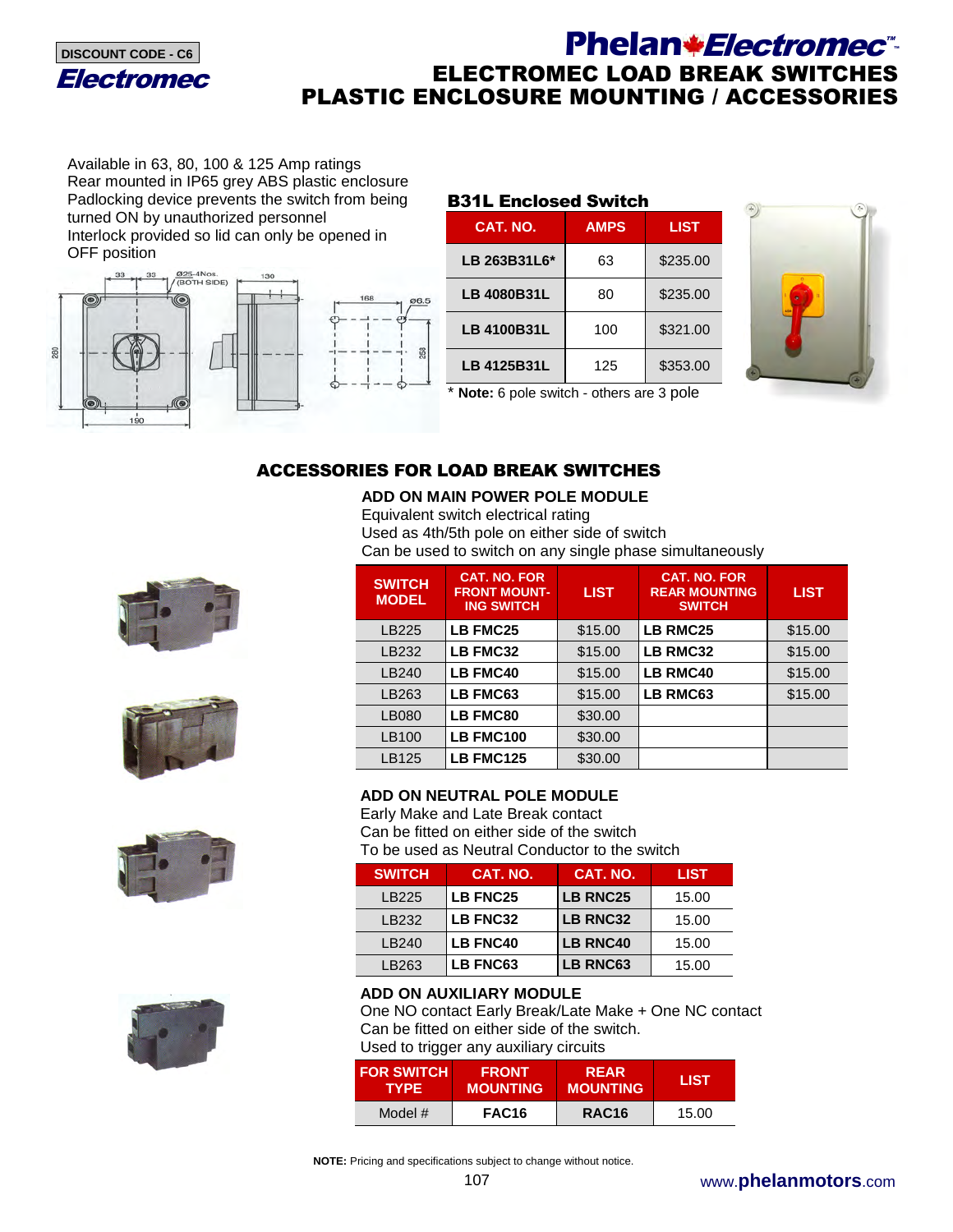DISCOUNT CODE - C6

Electromec

# Phelan Electromec™

# ELECTROMEC LOAD BREAK SWITCHES
# PLASTIC ENCLOSURE MOUNTING / ACCESSORIES

Available in 63, 80, 100 & 125 Amp ratings
Rear mounted in IP65 grey ABS plastic enclosure
Padlocking device prevents the switch from being turned ON by unauthorized personnel
Interlock provided so lid can only be opened in OFF position

### B31L Enclosed Switch

| CAT. NO. | AMPS | LIST |
|---|---|---|
| LB 263B31L6* | 63 | $235.00 |
| LB 4080B31L | 80 | $235.00 |
| LB 4100B31L | 100 | $321.00 |
| LB 4125B31L | 125 | $353.00 |

\* **Note:** 6 pole switch - others are 3 pole

## ACCESSORIES FOR LOAD BREAK SWITCHES

### ADD ON MAIN POWER POLE MODULE

Equivalent switch electrical rating
Used as 4th/5th pole on either side of switch
Can be used to switch on any single phase simultaneously

| SWITCH MODEL | CAT. NO. FOR FRONT MOUNTING SWITCH | LIST | CAT. NO. FOR REAR MOUNTING SWITCH | LIST |
|---|---|---|---|---|
| LB225 | LB FMC25 | $15.00 | LB RMC25 | $15.00 |
| LB232 | LB FMC32 | $15.00 | LB RMC32 | $15.00 |
| LB240 | LB FMC40 | $15.00 | LB RMC40 | $15.00 |
| LB263 | LB FMC63 | $15.00 | LB RMC63 | $15.00 |
| LB080 | LB FMC80 | $30.00 | | |
| LB100 | LB FMC100 | $30.00 | | |
| LB125 | LB FMC125 | $30.00 | | |

### ADD ON NEUTRAL POLE MODULE

Early Make and Late Break contact
Can be fitted on either side of the switch
To be used as Neutral Conductor to the switch

| SWITCH | CAT. NO. | CAT. NO. | LIST |
|---|---|---|---|
| LB225 | LB FNC25 | LB RNC25 | 15.00 |
| LB232 | LB FNC32 | LB RNC32 | 15.00 |
| LB240 | LB FNC40 | LB RNC40 | 15.00 |
| LB263 | LB FNC63 | LB RNC63 | 15.00 |

### ADD ON AUXILIARY MODULE

One NO contact Early Break/Late Make + One NC contact
Can be fitted on either side of the switch.
Used to trigger any auxiliary circuits

| FOR SWITCH TYPE | FRONT MOUNTING | REAR MOUNTING | LIST |
|---|---|---|---|
| Model # | FAC16 | RAC16 | 15.00 |

**NOTE:** Pricing and specifications subject to change without notice.

www.phelanmotors.com